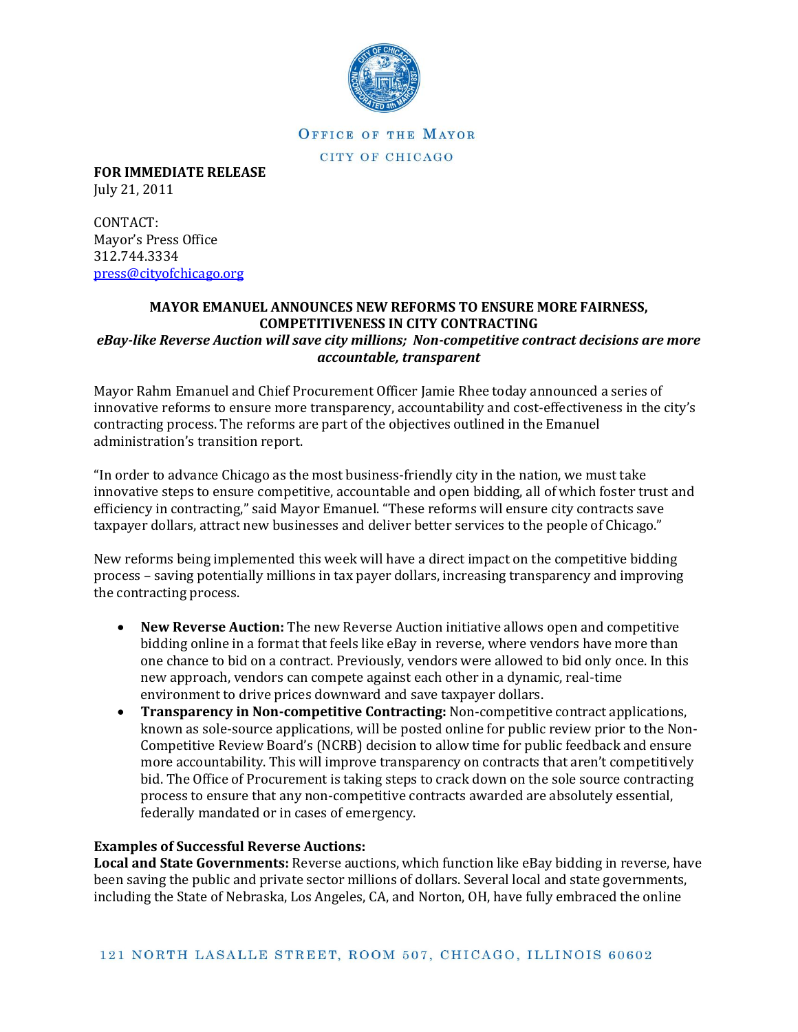OFFICE OF THE MAYOR

CITY OF CHICAGO

**FOR IMMEDIATE RELEASE**
July 21, 2011

CONTACT:
Mayor's Press Office
312.744.3334
press@cityofchicago.org

## MAYOR EMANUEL ANNOUNCES NEW REFORMS TO ENSURE MORE FAIRNESS, COMPETITIVENESS IN CITY CONTRACTING

***eBay-like Reverse Auction will save city millions; Non-competitive contract decisions are more accountable, transparent***

Mayor Rahm Emanuel and Chief Procurement Officer Jamie Rhee today announced a series of innovative reforms to ensure more transparency, accountability and cost-effectiveness in the city's contracting process. The reforms are part of the objectives outlined in the Emanuel administration's transition report.

"In order to advance Chicago as the most business-friendly city in the nation, we must take innovative steps to ensure competitive, accountable and open bidding, all of which foster trust and efficiency in contracting," said Mayor Emanuel. "These reforms will ensure city contracts save taxpayer dollars, attract new businesses and deliver better services to the people of Chicago."

New reforms being implemented this week will have a direct impact on the competitive bidding process – saving potentially millions in tax payer dollars, increasing transparency and improving the contracting process.

- **New Reverse Auction:** The new Reverse Auction initiative allows open and competitive bidding online in a format that feels like eBay in reverse, where vendors have more than one chance to bid on a contract. Previously, vendors were allowed to bid only once. In this new approach, vendors can compete against each other in a dynamic, real-time environment to drive prices downward and save taxpayer dollars.
- **Transparency in Non-competitive Contracting:** Non-competitive contract applications, known as sole-source applications, will be posted online for public review prior to the Non-Competitive Review Board's (NCRB) decision to allow time for public feedback and ensure more accountability. This will improve transparency on contracts that aren't competitively bid. The Office of Procurement is taking steps to crack down on the sole source contracting process to ensure that any non-competitive contracts awarded are absolutely essential, federally mandated or in cases of emergency.

**Examples of Successful Reverse Auctions:**

**Local and State Governments:** Reverse auctions, which function like eBay bidding in reverse, have been saving the public and private sector millions of dollars. Several local and state governments, including the State of Nebraska, Los Angeles, CA, and Norton, OH, have fully embraced the online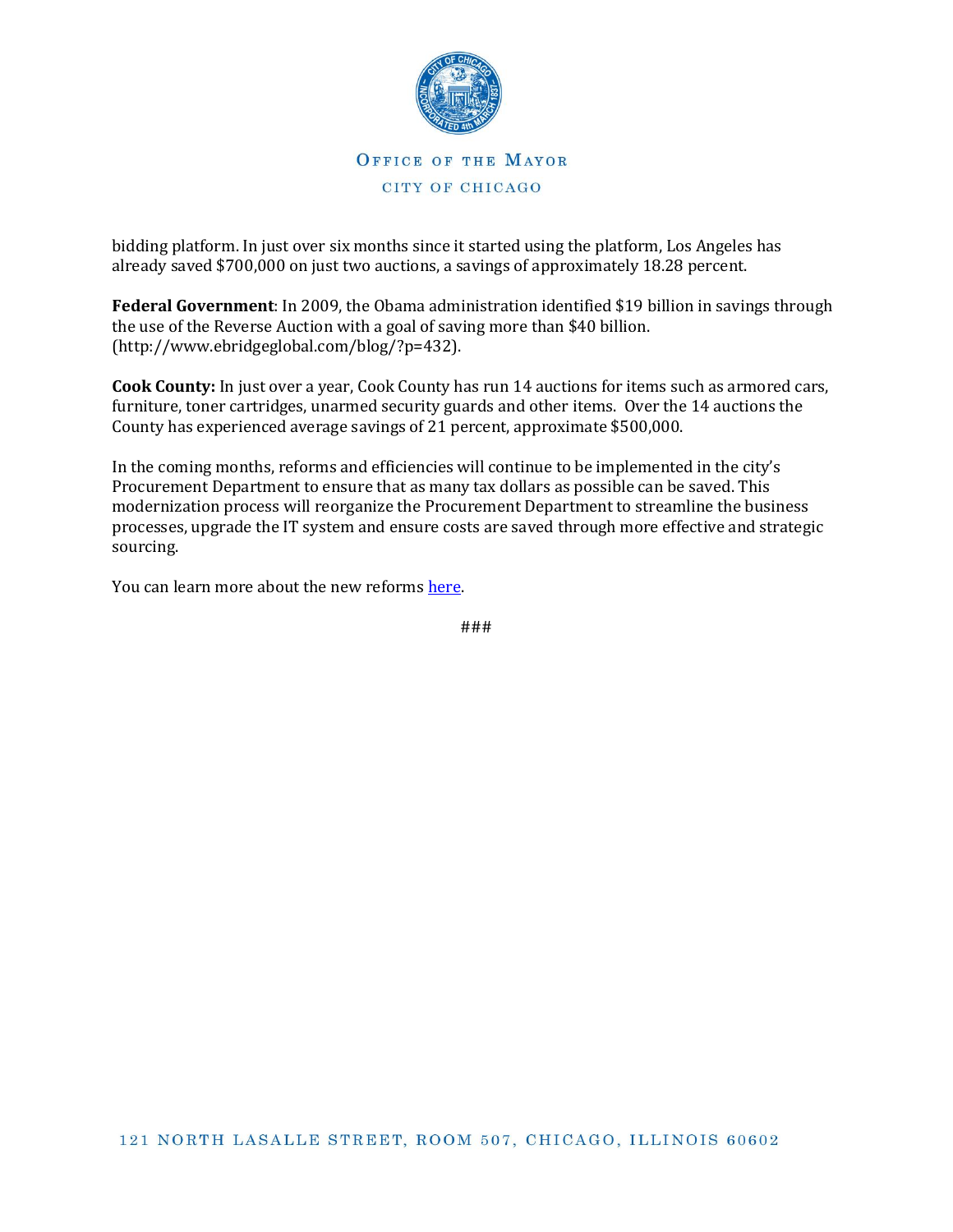bidding platform. In just over six months since it started using the platform, Los Angeles has already saved $700,000 on just two auctions, a savings of approximately 18.28 percent.

**Federal Government**: In 2009, the Obama administration identified $19 billion in savings through the use of the Reverse Auction with a goal of saving more than $40 billion. (http://www.ebridgeglobal.com/blog/?p=432).

**Cook County:** In just over a year, Cook County has run 14 auctions for items such as armored cars, furniture, toner cartridges, unarmed security guards and other items. Over the 14 auctions the County has experienced average savings of 21 percent, approximate $500,000.

In the coming months, reforms and efficiencies will continue to be implemented in the city's Procurement Department to ensure that as many tax dollars as possible can be saved. This modernization process will reorganize the Procurement Department to streamline the business processes, upgrade the IT system and ensure costs are saved through more effective and strategic sourcing.

You can learn more about the new reforms here.

###